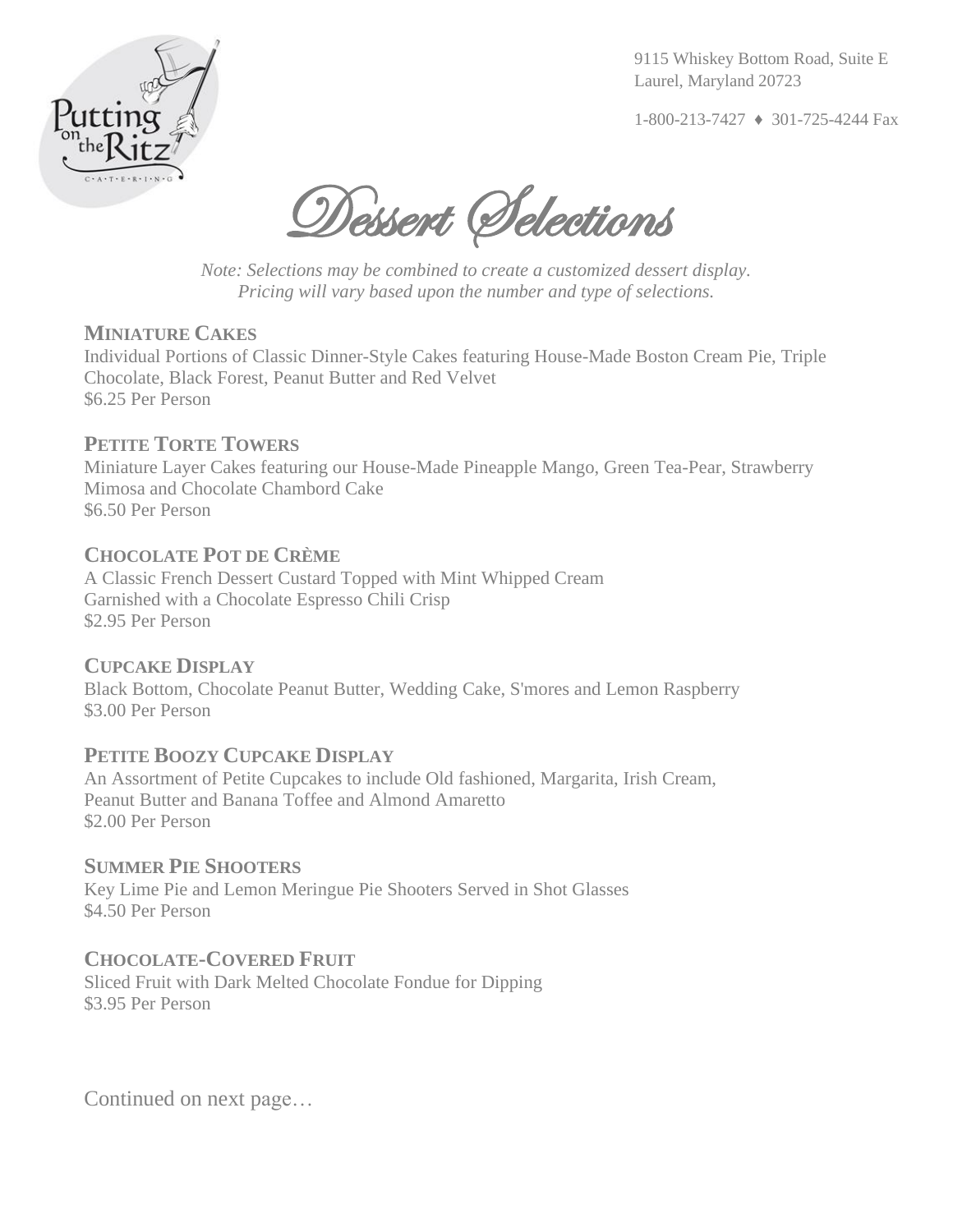9115 Whiskey Bottom Road, Suite E
Laurel, Maryland 20723

1-800-213-7427 ♦ 301-725-4244 Fax

# Dessert Selections

*Note: Selections may be combined to create a customized dessert display.*
*Pricing will vary based upon the number and type of selections.*

## MINIATURE CAKES

Individual Portions of Classic Dinner-Style Cakes featuring House-Made Boston Cream Pie, Triple Chocolate, Black Forest, Peanut Butter and Red Velvet
$6.25 Per Person

## PETITE TORTE TOWERS

Miniature Layer Cakes featuring our House-Made Pineapple Mango, Green Tea-Pear, Strawberry Mimosa and Chocolate Chambord Cake
$6.50 Per Person

## CHOCOLATE POT DE CRÈME

A Classic French Dessert Custard Topped with Mint Whipped Cream
Garnished with a Chocolate Espresso Chili Crisp
$2.95 Per Person

## CUPCAKE DISPLAY

Black Bottom, Chocolate Peanut Butter, Wedding Cake, S'mores and Lemon Raspberry
$3.00 Per Person

## PETITE BOOZY CUPCAKE DISPLAY

An Assortment of Petite Cupcakes to include Old fashioned, Margarita, Irish Cream, Peanut Butter and Banana Toffee and Almond Amaretto
$2.00 Per Person

## SUMMER PIE SHOOTERS

Key Lime Pie and Lemon Meringue Pie Shooters Served in Shot Glasses
$4.50 Per Person

## CHOCOLATE-COVERED FRUIT

Sliced Fruit with Dark Melted Chocolate Fondue for Dipping
$3.95 Per Person

Continued on next page…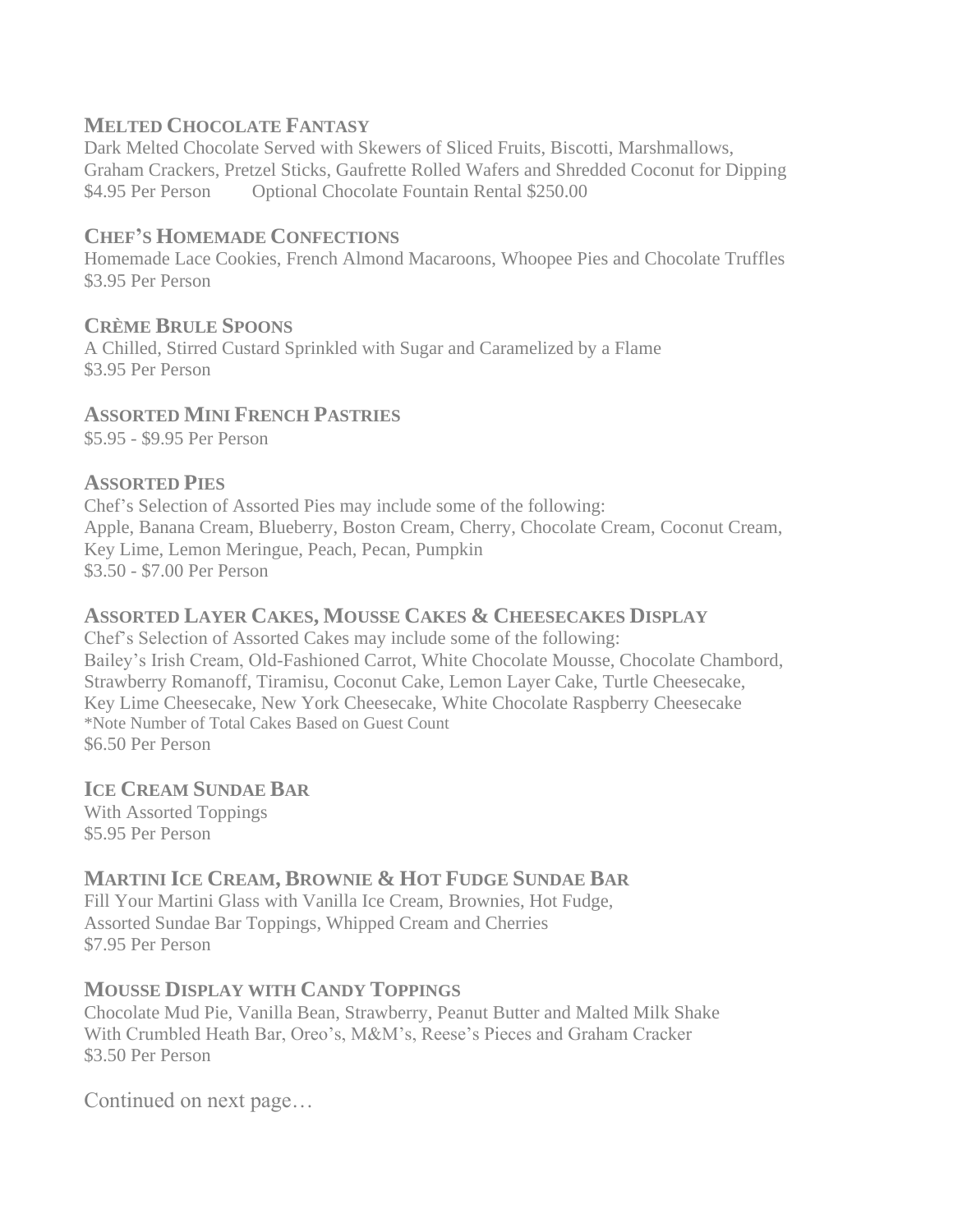### MELTED CHOCOLATE FANTASY

Dark Melted Chocolate Served with Skewers of Sliced Fruits, Biscotti, Marshmallows, Graham Crackers, Pretzel Sticks, Gaufrette Rolled Wafers and Shredded Coconut for Dipping
$4.95 Per Person Optional Chocolate Fountain Rental $250.00

### CHEF'S HOMEMADE CONFECTIONS

Homemade Lace Cookies, French Almond Macaroons, Whoopee Pies and Chocolate Truffles
$3.95 Per Person

### CRÈME BRULE SPOONS

A Chilled, Stirred Custard Sprinkled with Sugar and Caramelized by a Flame
$3.95 Per Person

### ASSORTED MINI FRENCH PASTRIES

$5.95 - $9.95 Per Person

### ASSORTED PIES

Chef's Selection of Assorted Pies may include some of the following:
Apple, Banana Cream, Blueberry, Boston Cream, Cherry, Chocolate Cream, Coconut Cream, Key Lime, Lemon Meringue, Peach, Pecan, Pumpkin
$3.50 - $7.00 Per Person

### ASSORTED LAYER CAKES, MOUSSE CAKES & CHEESECAKES DISPLAY

Chef's Selection of Assorted Cakes may include some of the following:
Bailey's Irish Cream, Old-Fashioned Carrot, White Chocolate Mousse, Chocolate Chambord, Strawberry Romanoff, Tiramisu, Coconut Cake, Lemon Layer Cake, Turtle Cheesecake, Key Lime Cheesecake, New York Cheesecake, White Chocolate Raspberry Cheesecake
*Note Number of Total Cakes Based on Guest Count
$6.50 Per Person

### ICE CREAM SUNDAE BAR

With Assorted Toppings
$5.95 Per Person

### MARTINI ICE CREAM, BROWNIE & HOT FUDGE SUNDAE BAR

Fill Your Martini Glass with Vanilla Ice Cream, Brownies, Hot Fudge, Assorted Sundae Bar Toppings, Whipped Cream and Cherries
$7.95 Per Person

### MOUSSE DISPLAY WITH CANDY TOPPINGS

Chocolate Mud Pie, Vanilla Bean, Strawberry, Peanut Butter and Malted Milk Shake With Crumbled Heath Bar, Oreo's, M&M's, Reese's Pieces and Graham Cracker
$3.50 Per Person

Continued on next page…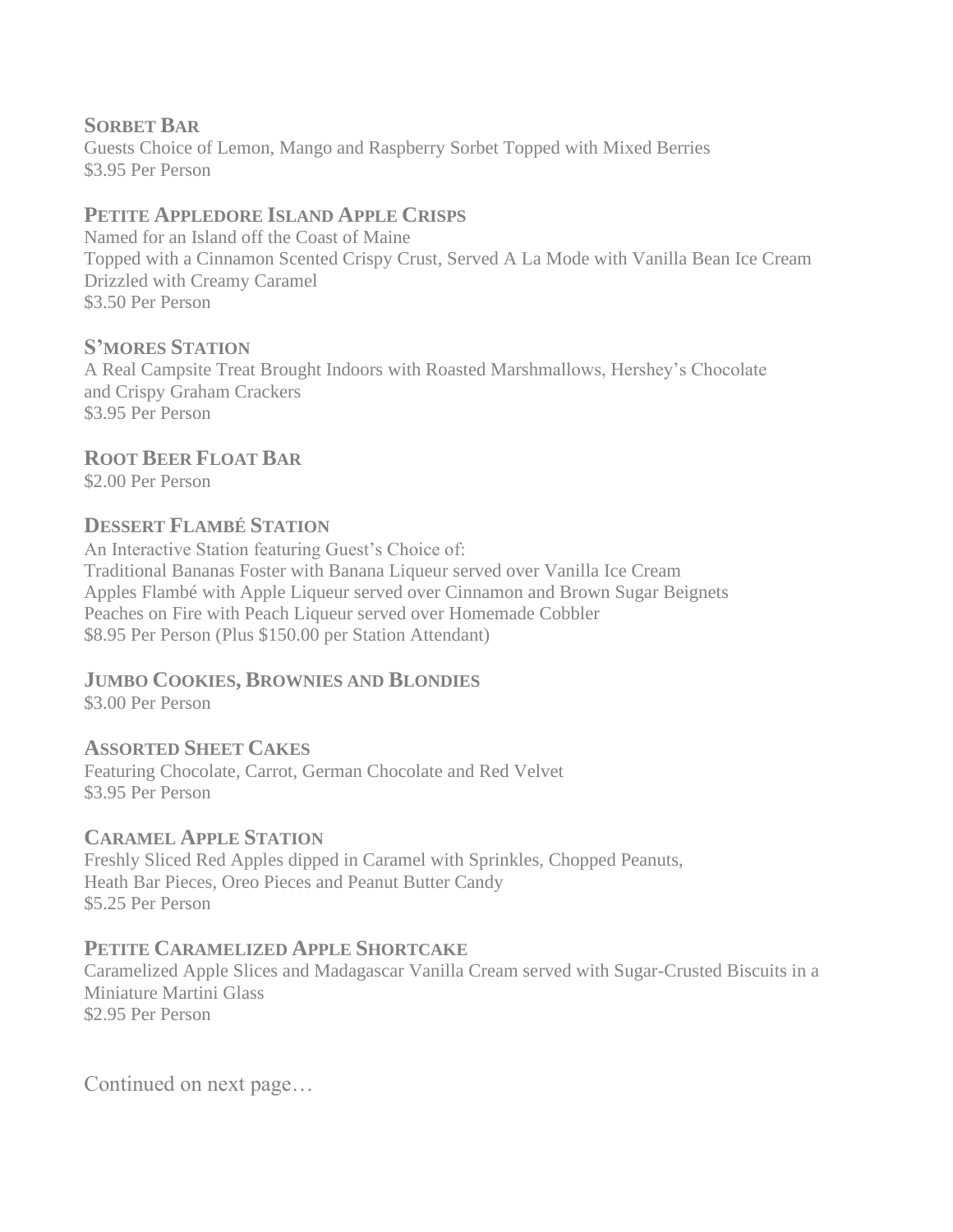### SORBET BAR
Guests Choice of Lemon, Mango and Raspberry Sorbet Topped with Mixed Berries
$3.95 Per Person

### PETITE APPLEDORE ISLAND APPLE CRISPS
Named for an Island off the Coast of Maine
Topped with a Cinnamon Scented Crispy Crust, Served A La Mode with Vanilla Bean Ice Cream Drizzled with Creamy Caramel
$3.50 Per Person

### S'MORES STATION
A Real Campsite Treat Brought Indoors with Roasted Marshmallows, Hershey's Chocolate and Crispy Graham Crackers
$3.95 Per Person

### ROOT BEER FLOAT BAR
$2.00 Per Person

### DESSERT FLAMBÉ STATION
An Interactive Station featuring Guest's Choice of:
Traditional Bananas Foster with Banana Liqueur served over Vanilla Ice Cream
Apples Flambé with Apple Liqueur served over Cinnamon and Brown Sugar Beignets
Peaches on Fire with Peach Liqueur served over Homemade Cobbler
$8.95 Per Person (Plus $150.00 per Station Attendant)

### JUMBO COOKIES, BROWNIES AND BLONDIES
$3.00 Per Person

### ASSORTED SHEET CAKES
Featuring Chocolate, Carrot, German Chocolate and Red Velvet
$3.95 Per Person

### CARAMEL APPLE STATION
Freshly Sliced Red Apples dipped in Caramel with Sprinkles, Chopped Peanuts, Heath Bar Pieces, Oreo Pieces and Peanut Butter Candy
$5.25 Per Person

### PETITE CARAMELIZED APPLE SHORTCAKE
Caramelized Apple Slices and Madagascar Vanilla Cream served with Sugar-Crusted Biscuits in a Miniature Martini Glass
$2.95 Per Person

Continued on next page…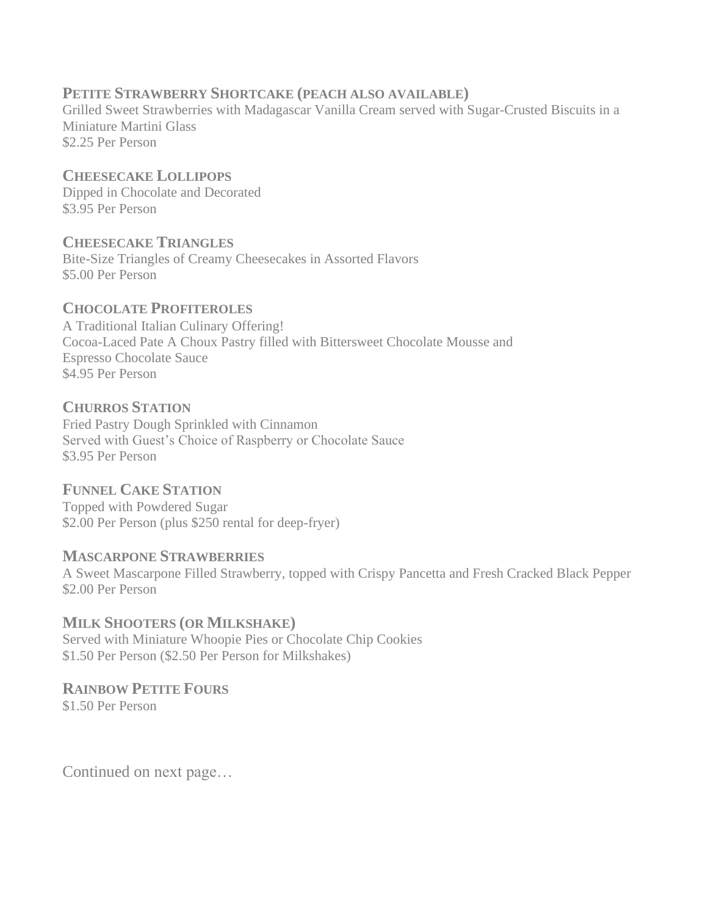### Petite Strawberry Shortcake (peach also available)

Grilled Sweet Strawberries with Madagascar Vanilla Cream served with Sugar-Crusted Biscuits in a Miniature Martini Glass
$2.25 Per Person

### Cheesecake Lollipops

Dipped in Chocolate and Decorated
$3.95 Per Person

### Cheesecake Triangles

Bite-Size Triangles of Creamy Cheesecakes in Assorted Flavors
$5.00 Per Person

### Chocolate Profiteroles

A Traditional Italian Culinary Offering!
Cocoa-Laced Pate A Choux Pastry filled with Bittersweet Chocolate Mousse and Espresso Chocolate Sauce
$4.95 Per Person

### Churros Station

Fried Pastry Dough Sprinkled with Cinnamon
Served with Guest's Choice of Raspberry or Chocolate Sauce
$3.95 Per Person

### Funnel Cake Station

Topped with Powdered Sugar
$2.00 Per Person (plus $250 rental for deep-fryer)

### Mascarpone Strawberries

A Sweet Mascarpone Filled Strawberry, topped with Crispy Pancetta and Fresh Cracked Black Pepper
$2.00 Per Person

### Milk Shooters (or Milkshake)

Served with Miniature Whoopie Pies or Chocolate Chip Cookies
$1.50 Per Person ($2.50 Per Person for Milkshakes)

### Rainbow Petite Fours

$1.50 Per Person

Continued on next page…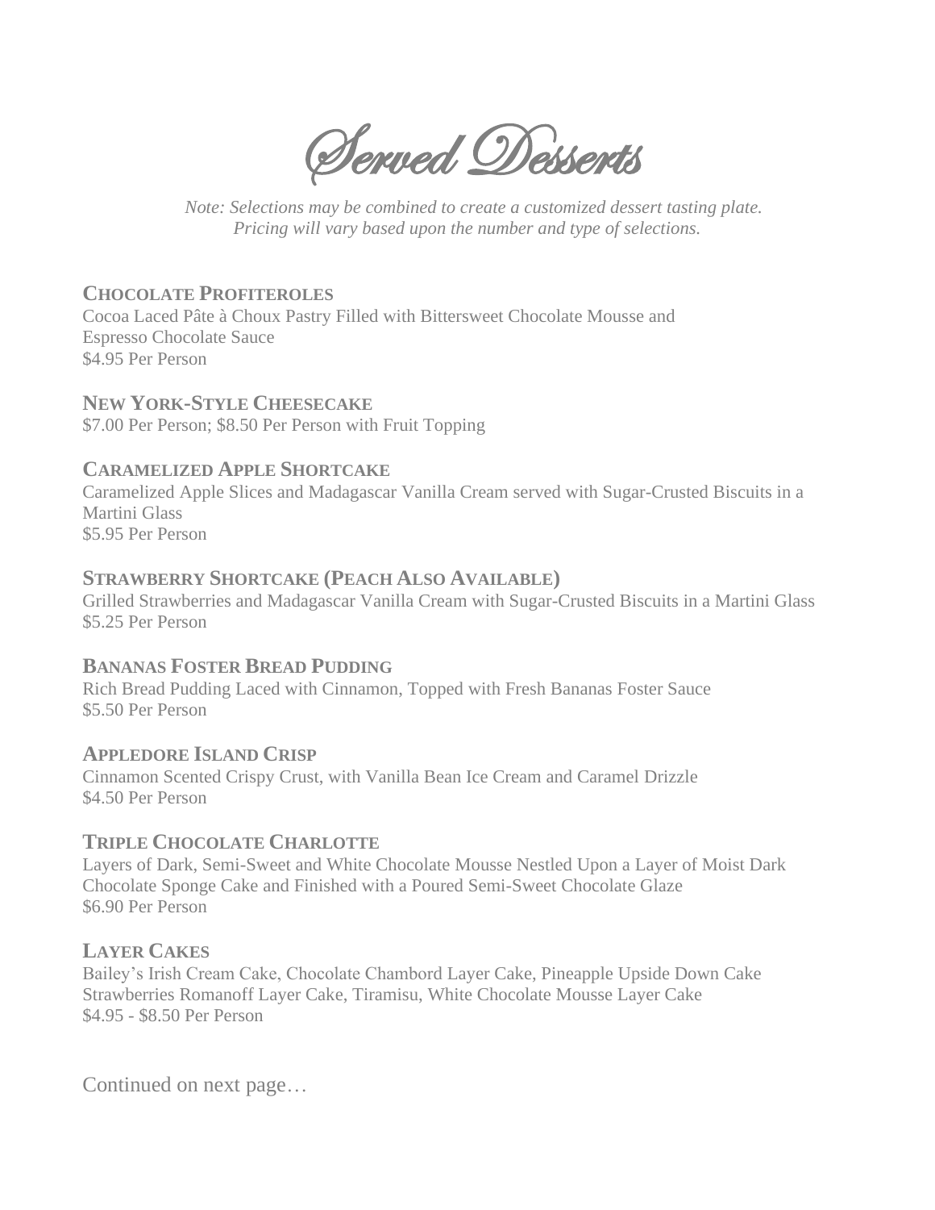# Served Desserts

*Note: Selections may be combined to create a customized dessert tasting plate.*
*Pricing will vary based upon the number and type of selections.*

### CHOCOLATE PROFITEROLES
Cocoa Laced Pâte à Choux Pastry Filled with Bittersweet Chocolate Mousse and Espresso Chocolate Sauce
$4.95 Per Person

### NEW YORK-STYLE CHEESECAKE
$7.00 Per Person; $8.50 Per Person with Fruit Topping

### CARAMELIZED APPLE SHORTCAKE
Caramelized Apple Slices and Madagascar Vanilla Cream served with Sugar-Crusted Biscuits in a Martini Glass
$5.95 Per Person

### STRAWBERRY SHORTCAKE (PEACH ALSO AVAILABLE)
Grilled Strawberries and Madagascar Vanilla Cream with Sugar-Crusted Biscuits in a Martini Glass
$5.25 Per Person

### BANANAS FOSTER BREAD PUDDING
Rich Bread Pudding Laced with Cinnamon, Topped with Fresh Bananas Foster Sauce
$5.50 Per Person

### APPLEDORE ISLAND CRISP
Cinnamon Scented Crispy Crust, with Vanilla Bean Ice Cream and Caramel Drizzle
$4.50 Per Person

### TRIPLE CHOCOLATE CHARLOTTE
Layers of Dark, Semi-Sweet and White Chocolate Mousse Nestled Upon a Layer of Moist Dark Chocolate Sponge Cake and Finished with a Poured Semi-Sweet Chocolate Glaze
$6.90 Per Person

### LAYER CAKES
Bailey's Irish Cream Cake, Chocolate Chambord Layer Cake, Pineapple Upside Down Cake
Strawberries Romanoff Layer Cake, Tiramisu, White Chocolate Mousse Layer Cake
$4.95 - $8.50 Per Person

Continued on next page…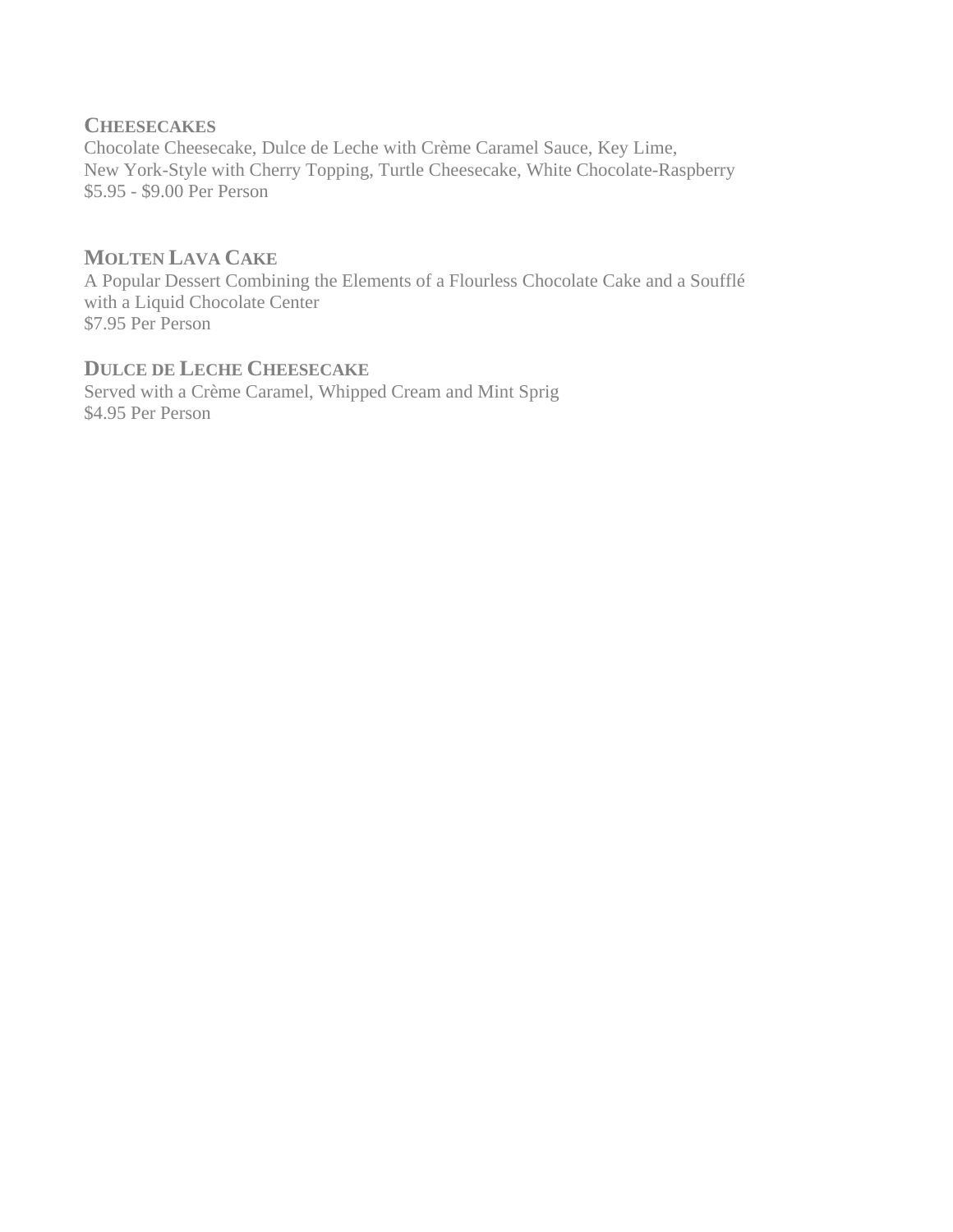### Cheesecakes

Chocolate Cheesecake, Dulce de Leche with Crème Caramel Sauce, Key Lime,
New York-Style with Cherry Topping, Turtle Cheesecake, White Chocolate-Raspberry
$5.95 - $9.00 Per Person

### Molten Lava Cake

A Popular Dessert Combining the Elements of a Flourless Chocolate Cake and a Soufflé with a Liquid Chocolate Center
$7.95 Per Person

### Dulce de Leche Cheesecake

Served with a Crème Caramel, Whipped Cream and Mint Sprig
$4.95 Per Person